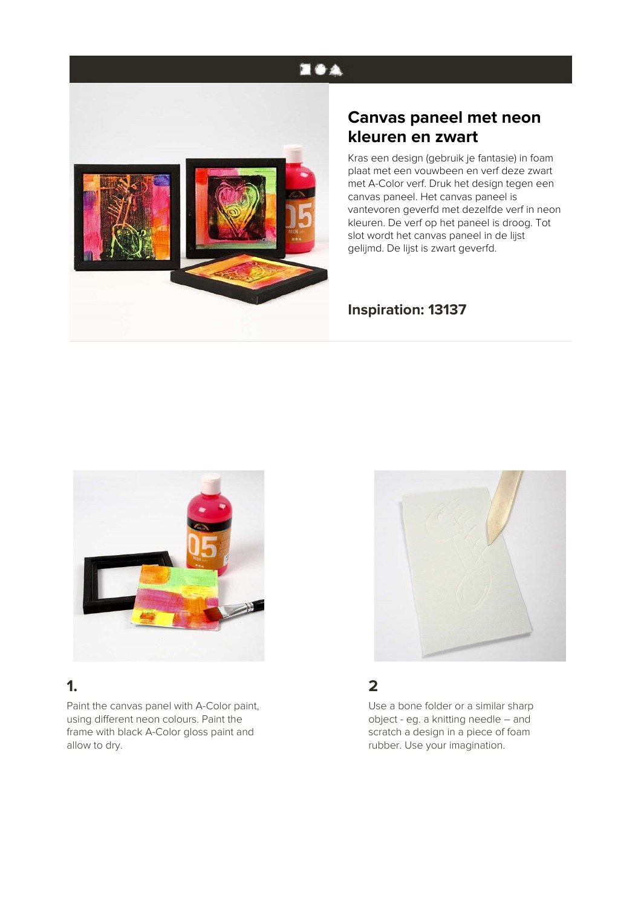## Canvas paneel met neon kleuren en zwart

Kras een design (gebruik je fantasie) in foam plaat met een vouwbeen en verf deze zwart met A-Color verf. Druk het design tegen een canvas paneel. Het canvas paneel is vantevoren geverfd met dezelfde verf in neon kleuren. De verf op het paneel is droog. Tot slot wordt het canvas paneel in de lijst gelijmd. De lijst is zwart geverfd.

### Inspiration: 13137

### 1.

Paint the canvas panel with A-Color paint, using different neon colours. Paint the frame with black A-Color gloss paint and allow to dry.

### 2

Use a bone folder or a similar sharp object - eg. a knitting needle – and scratch a design in a piece of foam rubber. Use your imagination.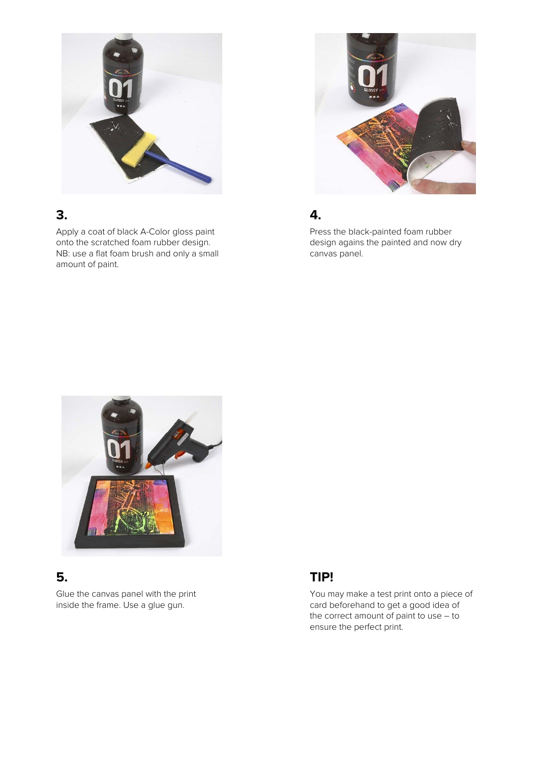## 3.

Apply a coat of black A-Color gloss paint onto the scratched foam rubber design. NB: use a flat foam brush and only a small amount of paint.

## 4.

Press the black-painted foam rubber design agains the painted and now dry canvas panel.

## 5.

Glue the canvas panel with the print inside the frame. Use a glue gun.

## TIP!

You may make a test print onto a piece of card beforehand to get a good idea of the correct amount of paint to use – to ensure the perfect print.